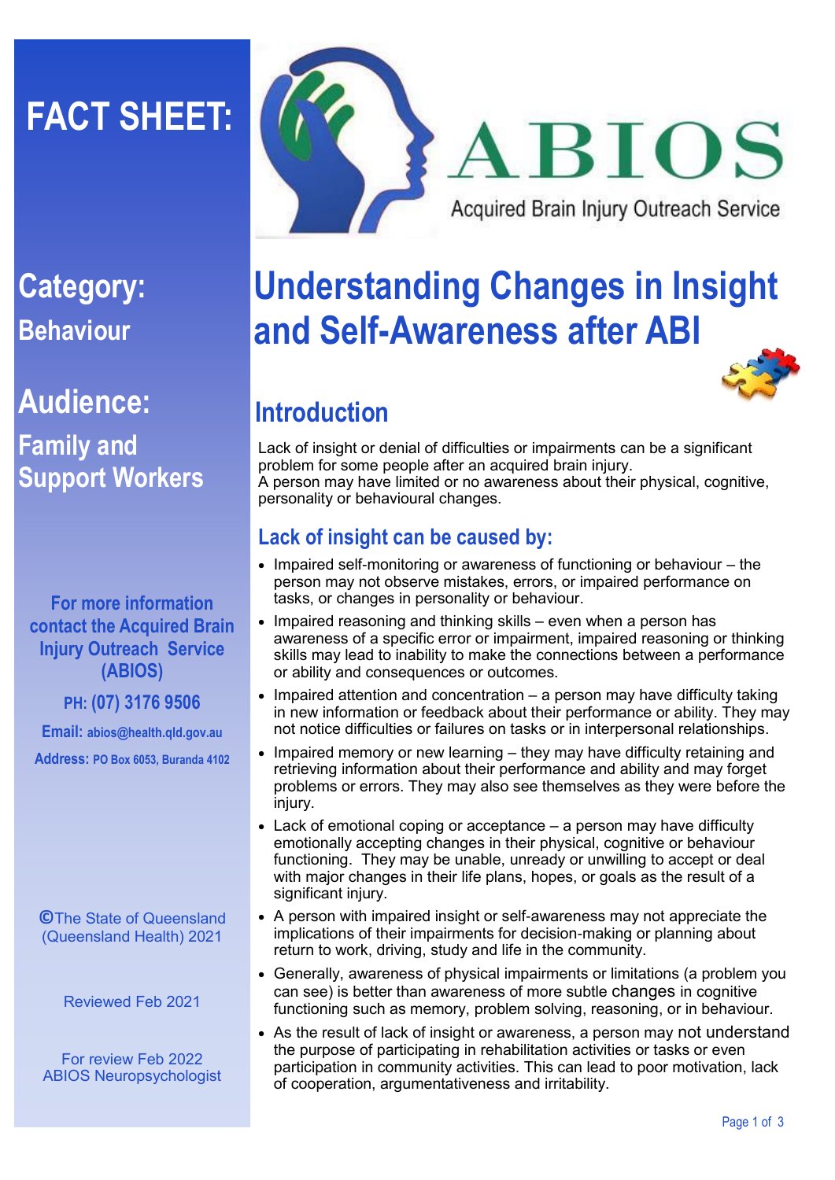# FACT SHEET:

ABIOS

Acquired Brain Injury Outreach Service

**Category:** Behaviour

**Audience:** Family and Support Workers

**For more information contact the Acquired Brain Injury Outreach Service (ABIOS)**

**PH: (07) 3176 9506**

**Email:** abios@health.qld.gov.au

**Address:** PO Box 6053, Buranda 4102

©The State of Queensland (Queensland Health) 2021

Reviewed Feb 2021

For review Feb 2022
ABIOS Neuropsychologist

# Understanding Changes in Insight and Self-Awareness after ABI

## Introduction

Lack of insight or denial of difficulties or impairments can be a significant problem for some people after an acquired brain injury.
A person may have limited or no awareness about their physical, cognitive, personality or behavioural changes.

## Lack of insight can be caused by:

- Impaired self-monitoring or awareness of functioning or behaviour – the person may not observe mistakes, errors, or impaired performance on tasks, or changes in personality or behaviour.
- Impaired reasoning and thinking skills – even when a person has awareness of a specific error or impairment, impaired reasoning or thinking skills may lead to inability to make the connections between a performance or ability and consequences or outcomes.
- Impaired attention and concentration – a person may have difficulty taking in new information or feedback about their performance or ability. They may not notice difficulties or failures on tasks or in interpersonal relationships.
- Impaired memory or new learning – they may have difficulty retaining and retrieving information about their performance and ability and may forget problems or errors. They may also see themselves as they were before the injury.
- Lack of emotional coping or acceptance – a person may have difficulty emotionally accepting changes in their physical, cognitive or behaviour functioning. They may be unable, unready or unwilling to accept or deal with major changes in their life plans, hopes, or goals as the result of a significant injury.
- A person with impaired insight or self-awareness may not appreciate the implications of their impairments for decision-making or planning about return to work, driving, study and life in the community.
- Generally, awareness of physical impairments or limitations (a problem you can see) is better than awareness of more subtle changes in cognitive functioning such as memory, problem solving, reasoning, or in behaviour.
- As the result of lack of insight or awareness, a person may not understand the purpose of participating in rehabilitation activities or tasks or even participation in community activities. This can lead to poor motivation, lack of cooperation, argumentativeness and irritability.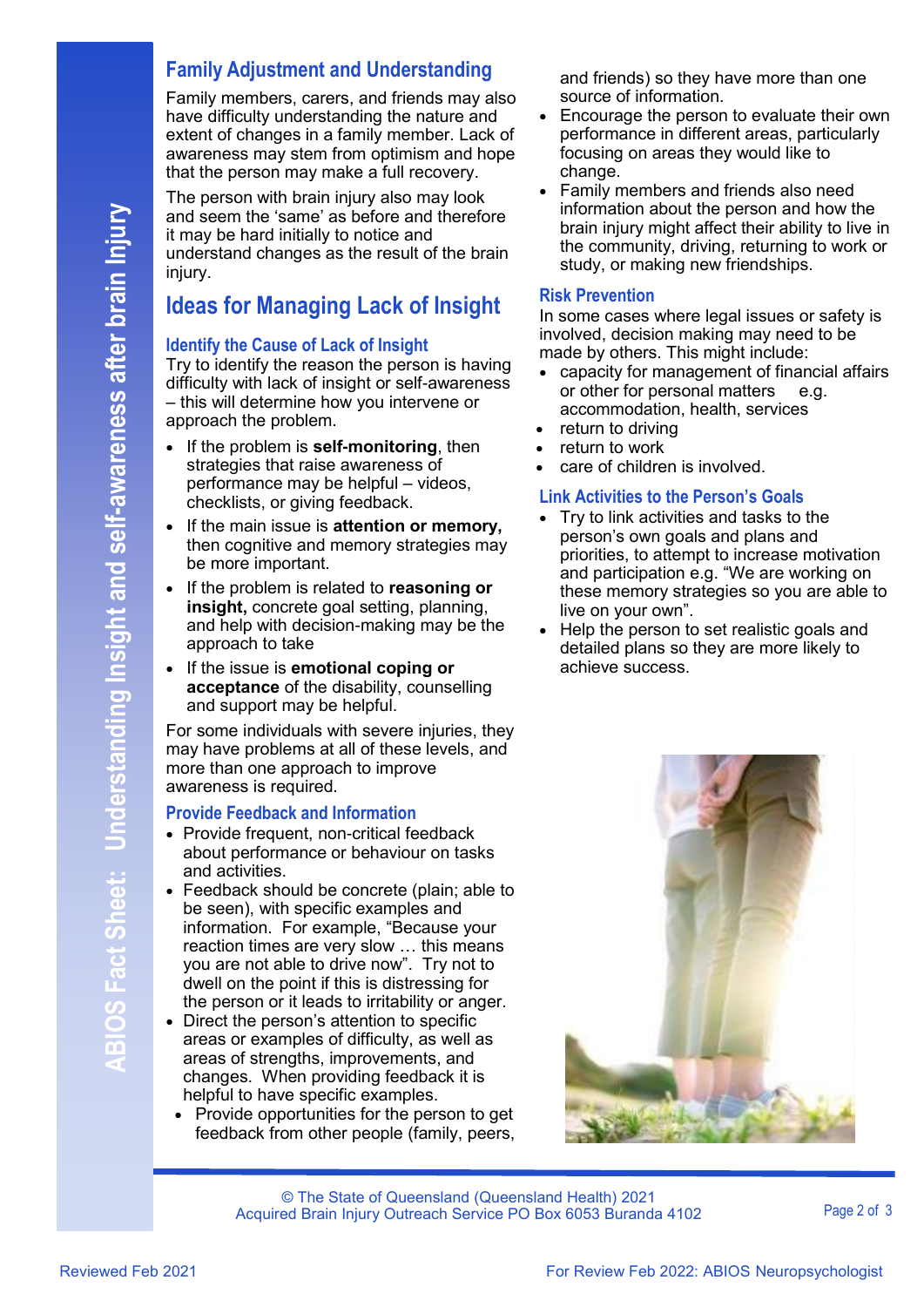## Family Adjustment and Understanding

Family members, carers, and friends may also have difficulty understanding the nature and extent of changes in a family member. Lack of awareness may stem from optimism and hope that the person may make a full recovery.

The person with brain injury also may look and seem the 'same' as before and therefore it may be hard initially to notice and understand changes as the result of the brain injury.

## Ideas for Managing Lack of Insight

### Identify the Cause of Lack of Insight

Try to identify the reason the person is having difficulty with lack of insight or self-awareness – this will determine how you intervene or approach the problem.

- If the problem is **self-monitoring**, then strategies that raise awareness of performance may be helpful – videos, checklists, or giving feedback.
- If the main issue is **attention or memory,** then cognitive and memory strategies may be more important.
- If the problem is related to **reasoning or insight,** concrete goal setting, planning, and help with decision-making may be the approach to take
- If the issue is **emotional coping or acceptance** of the disability, counselling and support may be helpful.

For some individuals with severe injuries, they may have problems at all of these levels, and more than one approach to improve awareness is required.

### Provide Feedback and Information

- Provide frequent, non-critical feedback about performance or behaviour on tasks and activities.
- Feedback should be concrete (plain; able to be seen), with specific examples and information. For example, "Because your reaction times are very slow … this means you are not able to drive now". Try not to dwell on the point if this is distressing for the person or it leads to irritability or anger.
- Direct the person's attention to specific areas or examples of difficulty, as well as areas of strengths, improvements, and changes. When providing feedback it is helpful to have specific examples.
- Provide opportunities for the person to get feedback from other people (family, peers, and friends) so they have more than one source of information.
- Encourage the person to evaluate their own performance in different areas, particularly focusing on areas they would like to change.
- Family members and friends also need information about the person and how the brain injury might affect their ability to live in the community, driving, returning to work or study, or making new friendships.

### Risk Prevention

In some cases where legal issues or safety is involved, decision making may need to be made by others. This might include:

- capacity for management of financial affairs or other for personal matters e.g. accommodation, health, services
- return to driving
- return to work
- care of children is involved.

### Link Activities to the Person's Goals

- Try to link activities and tasks to the person's own goals and plans and priorities, to attempt to increase motivation and participation e.g. "We are working on these memory strategies so you are able to live on your own".
- Help the person to set realistic goals and detailed plans so they are more likely to achieve success.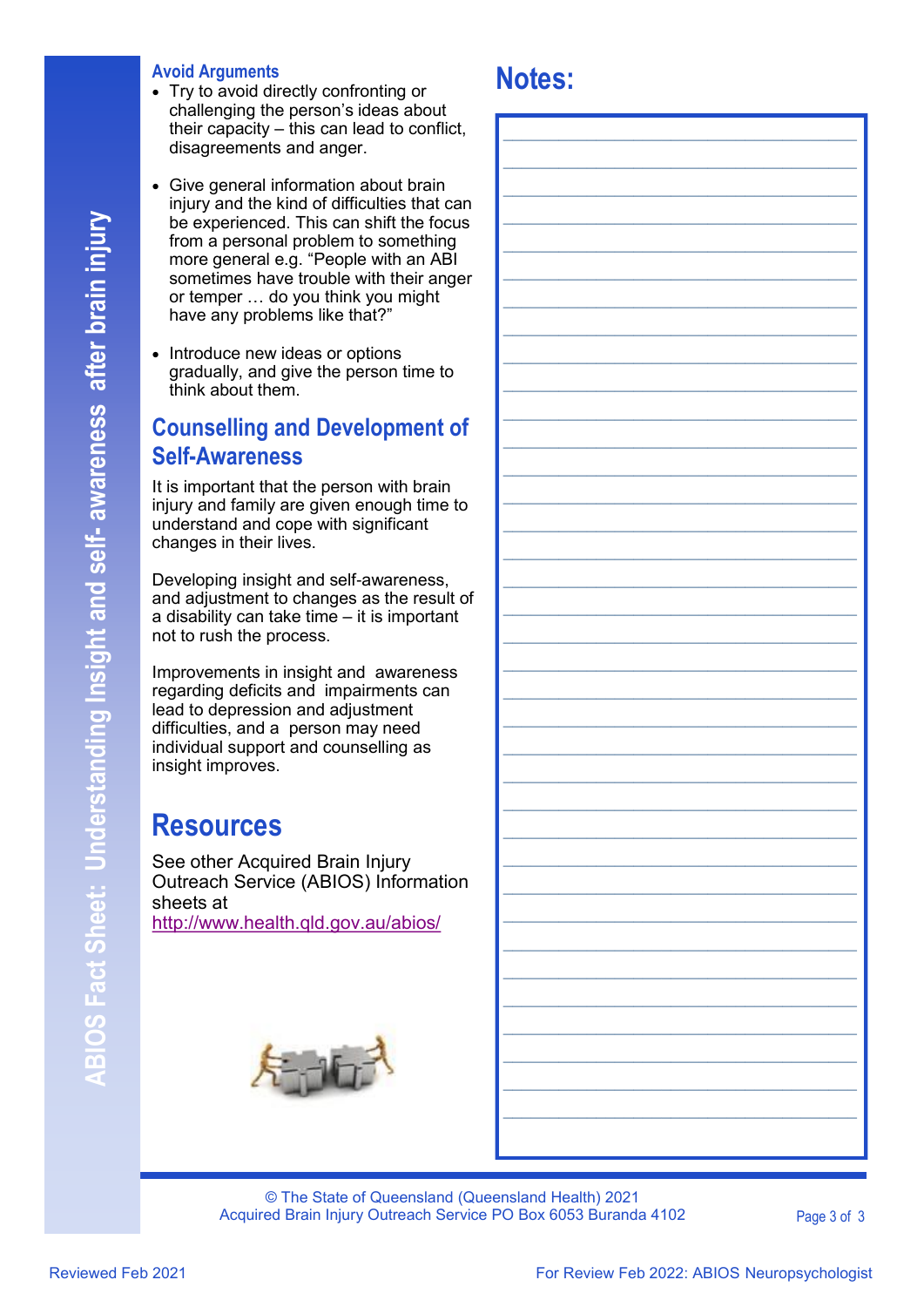### Avoid Arguments

- Try to avoid directly confronting or challenging the person's ideas about their capacity – this can lead to conflict, disagreements and anger.
- Give general information about brain injury and the kind of difficulties that can be experienced. This can shift the focus from a personal problem to something more general e.g. "People with an ABI sometimes have trouble with their anger or temper … do you think you might have any problems like that?"
- Introduce new ideas or options gradually, and give the person time to think about them.

## Counselling and Development of Self-Awareness

It is important that the person with brain injury and family are given enough time to understand and cope with significant changes in their lives.

Developing insight and self-awareness, and adjustment to changes as the result of a disability can take time – it is important not to rush the process.

Improvements in insight and awareness regarding deficits and impairments can lead to depression and adjustment difficulties, and a person may need individual support and counselling as insight improves.

## Resources

See other Acquired Brain Injury Outreach Service (ABIOS) Information sheets at http://www.health.qld.gov.au/abios/

## Notes:

© The State of Queensland (Queensland Health) 2021
Acquired Brain Injury Outreach Service PO Box 6053 Buranda 4102

Reviewed Feb 2021

For Review Feb 2022: ABIOS Neuropsychologist